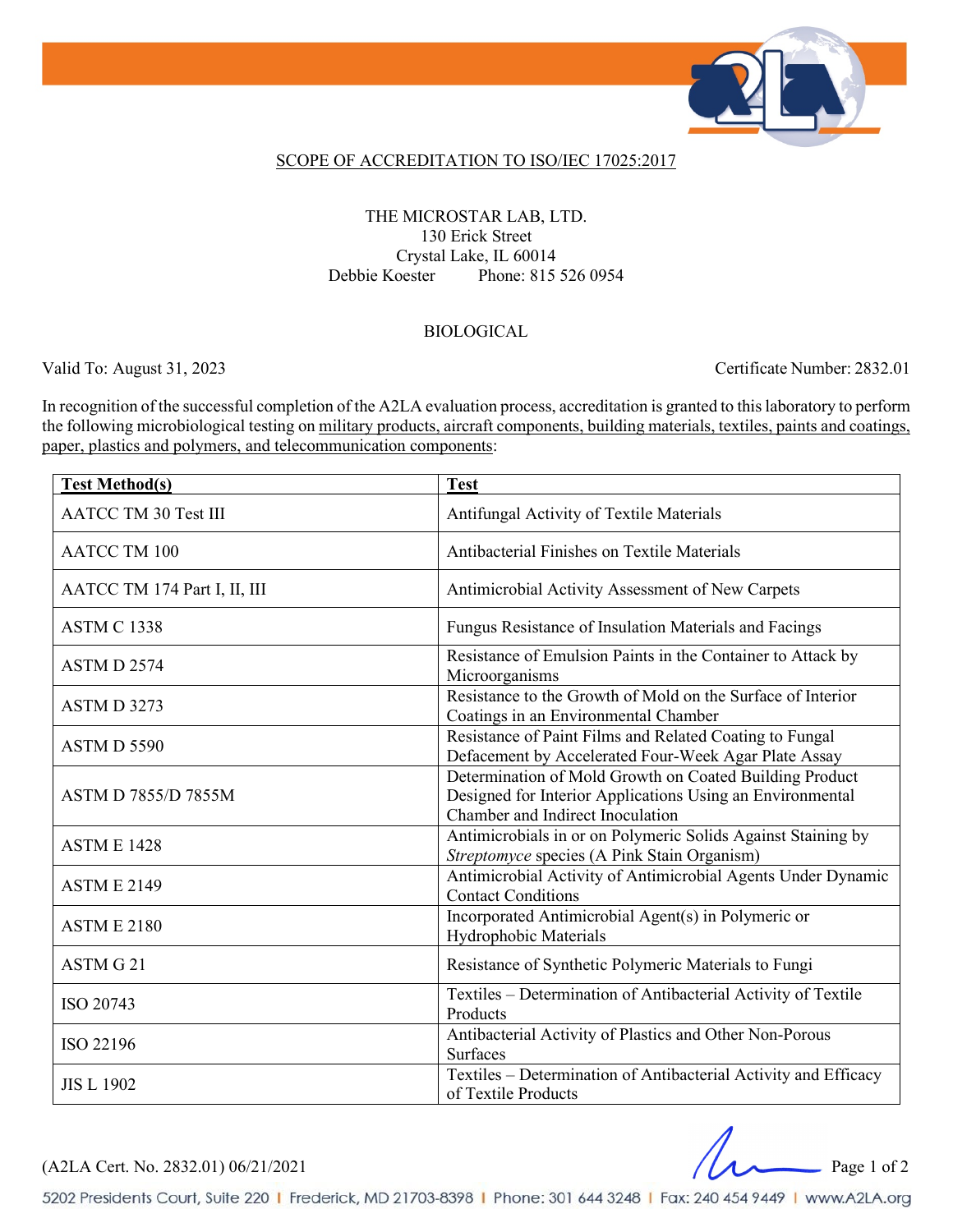SCOPE OF ACCREDITATION TO ISO/IEC 17025:2017

THE MICROSTAR LAB, LTD.
130 Erick Street
Crystal Lake, IL 60014
Debbie Koester Phone: 815 526 0954

BIOLOGICAL

Valid To: August 31, 2023 Certificate Number: 2832.01

In recognition of the successful completion of the A2LA evaluation process, accreditation is granted to this laboratory to perform the following microbiological testing on military products, aircraft components, building materials, textiles, paints and coatings, paper, plastics and polymers, and telecommunication components:

| Test Method(s) | Test |
|---|---|
| AATCC TM 30 Test III | Antifungal Activity of Textile Materials |
| AATCC TM 100 | Antibacterial Finishes on Textile Materials |
| AATCC TM 174 Part I, II, III | Antimicrobial Activity Assessment of New Carpets |
| ASTM C 1338 | Fungus Resistance of Insulation Materials and Facings |
| ASTM D 2574 | Resistance of Emulsion Paints in the Container to Attack by Microorganisms |
| ASTM D 3273 | Resistance to the Growth of Mold on the Surface of Interior Coatings in an Environmental Chamber |
| ASTM D 5590 | Resistance of Paint Films and Related Coating to Fungal Defacement by Accelerated Four-Week Agar Plate Assay |
| ASTM D 7855/D 7855M | Determination of Mold Growth on Coated Building Product Designed for Interior Applications Using an Environmental Chamber and Indirect Inoculation |
| ASTM E 1428 | Antimicrobials in or on Polymeric Solids Against Staining by *Streptomyce* species (A Pink Stain Organism) |
| ASTM E 2149 | Antimicrobial Activity of Antimicrobial Agents Under Dynamic Contact Conditions |
| ASTM E 2180 | Incorporated Antimicrobial Agent(s) in Polymeric or Hydrophobic Materials |
| ASTM G 21 | Resistance of Synthetic Polymeric Materials to Fungi |
| ISO 20743 | Textiles – Determination of Antibacterial Activity of Textile Products |
| ISO 22196 | Antibacterial Activity of Plastics and Other Non-Porous Surfaces |
| JIS L 1902 | Textiles – Determination of Antibacterial Activity and Efficacy of Textile Products |

(A2LA Cert. No. 2832.01) 06/21/2021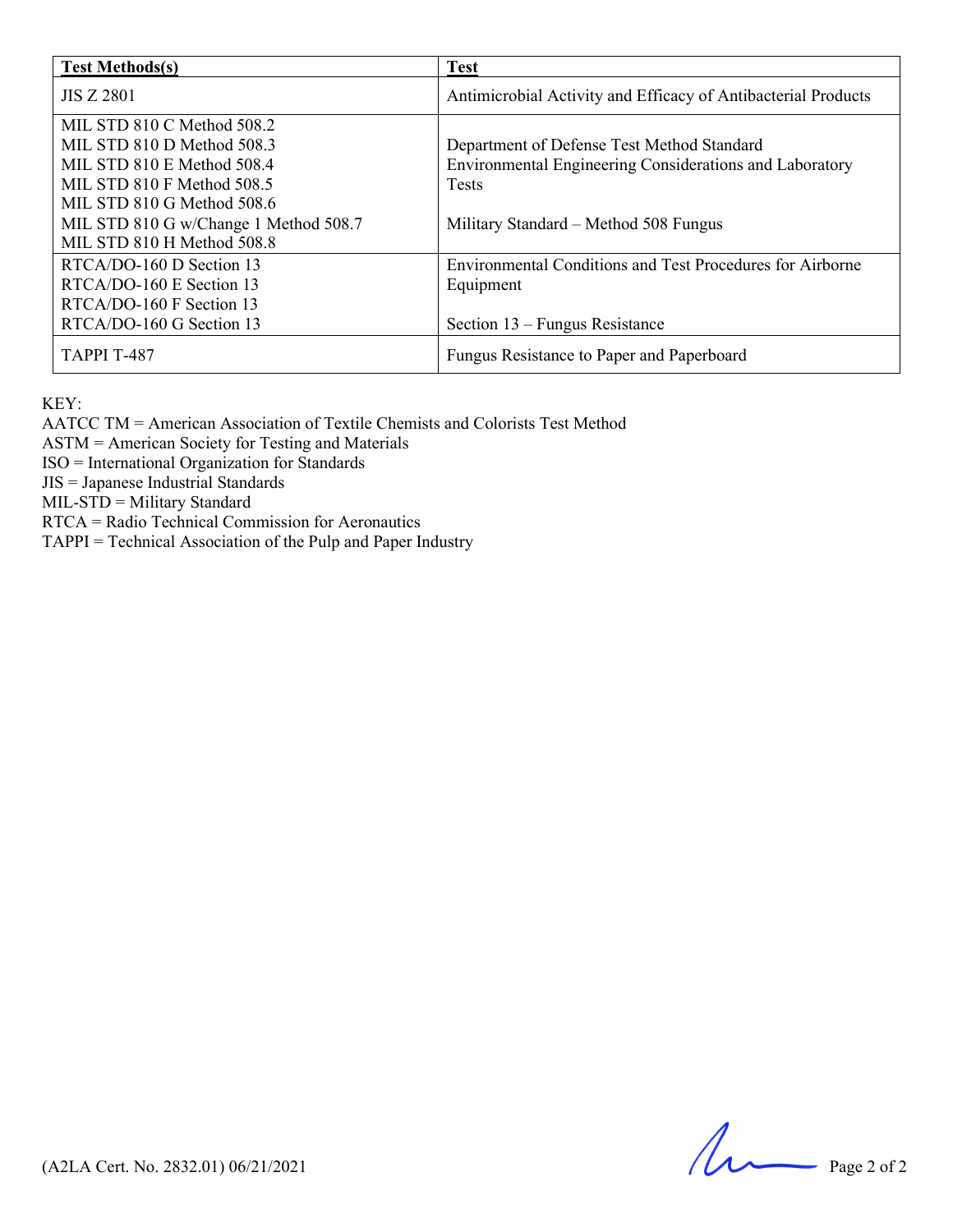| Test Methods(s) | Test |
|---|---|
| JIS Z 2801 | Antimicrobial Activity and Efficacy of Antibacterial Products |
| MIL STD 810 C Method 508.2<br>MIL STD 810 D Method 508.3<br>MIL STD 810 E Method 508.4<br>MIL STD 810 F Method 508.5<br>MIL STD 810 G Method 508.6<br>MIL STD 810 G w/Change 1 Method 508.7<br>MIL STD 810 H Method 508.8 | Department of Defense Test Method Standard Environmental Engineering Considerations and Laboratory Tests<br><br>Military Standard – Method 508 Fungus |
| RTCA/DO-160 D Section 13<br>RTCA/DO-160 E Section 13<br>RTCA/DO-160 F Section 13<br>RTCA/DO-160 G Section 13 | Environmental Conditions and Test Procedures for Airborne Equipment<br><br>Section 13 – Fungus Resistance |
| TAPPI T-487 | Fungus Resistance to Paper and Paperboard |

KEY:
AATCC TM = American Association of Textile Chemists and Colorists Test Method
ASTM = American Society for Testing and Materials
ISO = International Organization for Standards
JIS = Japanese Industrial Standards
MIL-STD = Military Standard
RTCA = Radio Technical Commission for Aeronautics
TAPPI = Technical Association of the Pulp and Paper Industry

(A2LA Cert. No. 2832.01) 06/21/2021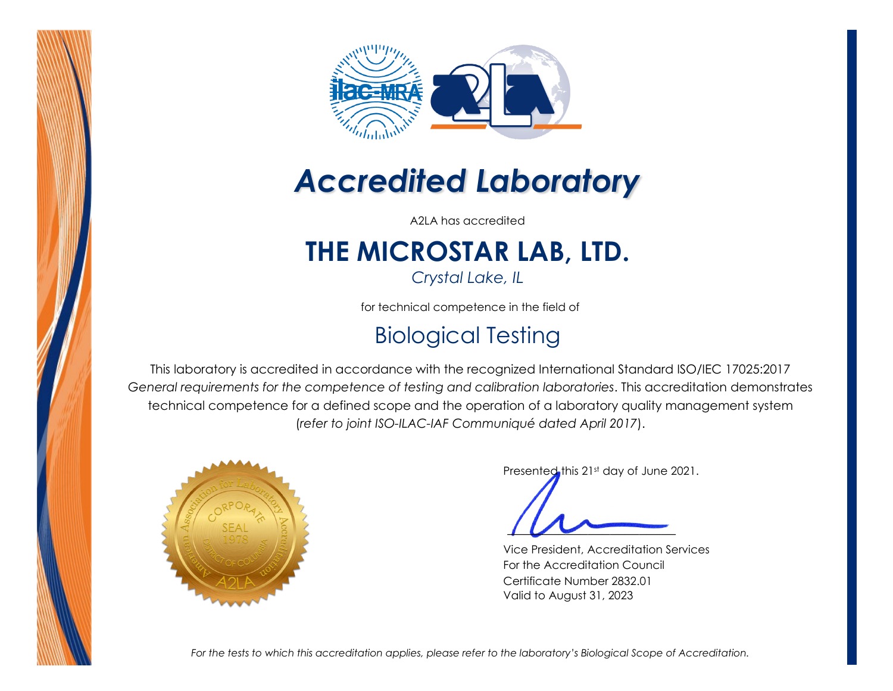# Accredited Laboratory

A2LA has accredited

## THE MICROSTAR LAB, LTD.

*Crystal Lake, IL*

for technical competence in the field of

## Biological Testing

This laboratory is accredited in accordance with the recognized International Standard ISO/IEC 17025:2017 *General requirements for the competence of testing and calibration laboratories*. This accreditation demonstrates technical competence for a defined scope and the operation of a laboratory quality management system (*refer to joint ISO-ILAC-IAF Communiqué dated April 2017*).

Presented this 21st day of June 2021.

Vice President, Accreditation Services
For the Accreditation Council
Certificate Number 2832.01
Valid to August 31, 2023

*For the tests to which this accreditation applies, please refer to the laboratory's Biological Scope of Accreditation.*